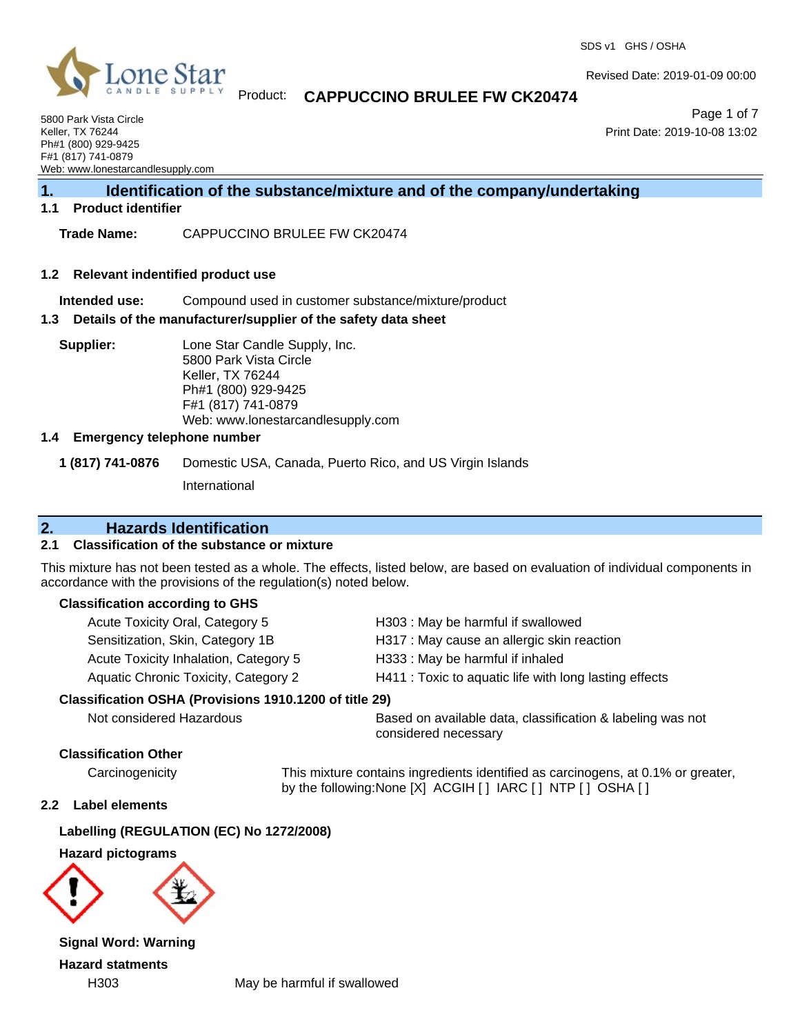Product: **CAPPUCCINO BRULEE FW CK20474**

5800 Park Vista Circle
Keller, TX 76244
Ph#1 (800) 929-9425
F#1 (817) 741-0879
Web: www.lonestarcandlesupply.com

SDS v1 GHS / OSHA

Revised Date: 2019-01-09 00:00

Print Date: 2019-10-08 13:02

## 1. Identification of the substance/mixture and of the company/undertaking

### 1.1 Product identifier

**Trade Name:** CAPPUCCINO BRULEE FW CK20474

### 1.2 Relevant indentified product use

**Intended use:** Compound used in customer substance/mixture/product

### 1.3 Details of the manufacturer/supplier of the safety data sheet

**Supplier:**
Lone Star Candle Supply, Inc.
5800 Park Vista Circle
Keller, TX 76244
Ph#1 (800) 929-9425
F#1 (817) 741-0879
Web: www.lonestarcandlesupply.com

### 1.4 Emergency telephone number

**1 (817) 741-0876** Domestic USA, Canada, Puerto Rico, and US Virgin Islands

International

## 2. Hazards Identification

### 2.1 Classification of the substance or mixture

This mixture has not been tested as a whole. The effects, listed below, are based on evaluation of individual components in accordance with the provisions of the regulation(s) noted below.

**Classification according to GHS**

| | |
|---|---|
| Acute Toxicity Oral, Category 5 | H303 : May be harmful if swallowed |
| Sensitization, Skin, Category 1B | H317 : May cause an allergic skin reaction |
| Acute Toxicity Inhalation, Category 5 | H333 : May be harmful if inhaled |
| Aquatic Chronic Toxicity, Category 2 | H411 : Toxic to aquatic life with long lasting effects |

**Classification OSHA (Provisions 1910.1200 of title 29)**

| | |
|---|---|
| Not considered Hazardous | Based on available data, classification & labeling was not considered necessary |

**Classification Other**

| | |
|---|---|
| Carcinogenicity | This mixture contains ingredients identified as carcinogens, at 0.1% or greater, by the following:None [X] ACGIH [ ] IARC [ ] NTP [ ] OSHA [ ] |

### 2.2 Label elements

**Labelling (REGULATION (EC) No 1272/2008)**

**Hazard pictograms**

**Signal Word: Warning**

**Hazard statments**

| | |
|---|---|
| H303 | May be harmful if swallowed |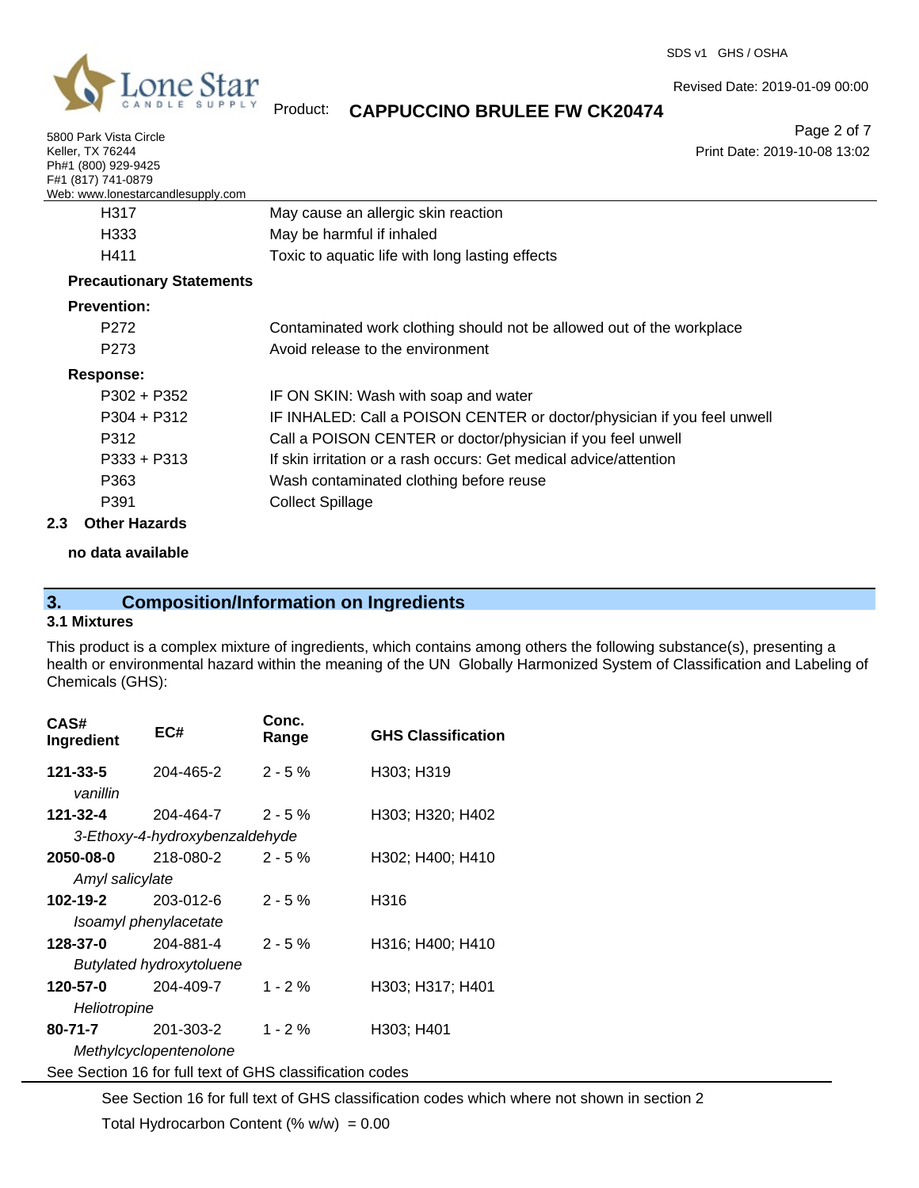| | |
|---|---|
| H317 | May cause an allergic skin reaction |
| H333 | May be harmful if inhaled |
| H411 | Toxic to aquatic life with long lasting effects |

**Precautionary Statements**

**Prevention:**

| | |
|---|---|
| P272 | Contaminated work clothing should not be allowed out of the workplace |
| P273 | Avoid release to the environment |

**Response:**

| | |
|---|---|
| P302 + P352 | IF ON SKIN: Wash with soap and water |
| P304 + P312 | IF INHALED: Call a POISON CENTER or doctor/physician if you feel unwell |
| P312 | Call a POISON CENTER or doctor/physician if you feel unwell |
| P333 + P313 | If skin irritation or a rash occurs: Get medical advice/attention |
| P363 | Wash contaminated clothing before reuse |
| P391 | Collect Spillage |

### 2.3 Other Hazards

**no data available**

## 3. Composition/Information on Ingredients

### 3.1 Mixtures

This product is a complex mixture of ingredients, which contains among others the following substance(s), presenting a health or environmental hazard within the meaning of the UN Globally Harmonized System of Classification and Labeling of Chemicals (GHS):

| CAS# Ingredient | EC# | Conc. Range | GHS Classification |
|---|---|---|---|
| **121-33-5** *vanillin* | 204-465-2 | 2 - 5 % | H303; H319 |
| **121-32-4** *3-Ethoxy-4-hydroxybenzaldehyde* | 204-464-7 | 2 - 5 % | H303; H320; H402 |
| **2050-08-0** *Amyl salicylate* | 218-080-2 | 2 - 5 % | H302; H400; H410 |
| **102-19-2** *Isoamyl phenylacetate* | 203-012-6 | 2 - 5 % | H316 |
| **128-37-0** *Butylated hydroxytoluene* | 204-881-4 | 2 - 5 % | H316; H400; H410 |
| **120-57-0** *Heliotropine* | 204-409-7 | 1 - 2 % | H303; H317; H401 |
| **80-71-7** *Methylcyclopentenolone* | 201-303-2 | 1 - 2 % | H303; H401 |

See Section 16 for full text of GHS classification codes

See Section 16 for full text of GHS classification codes which where not shown in section 2

Total Hydrocarbon Content (% w/w) = 0.00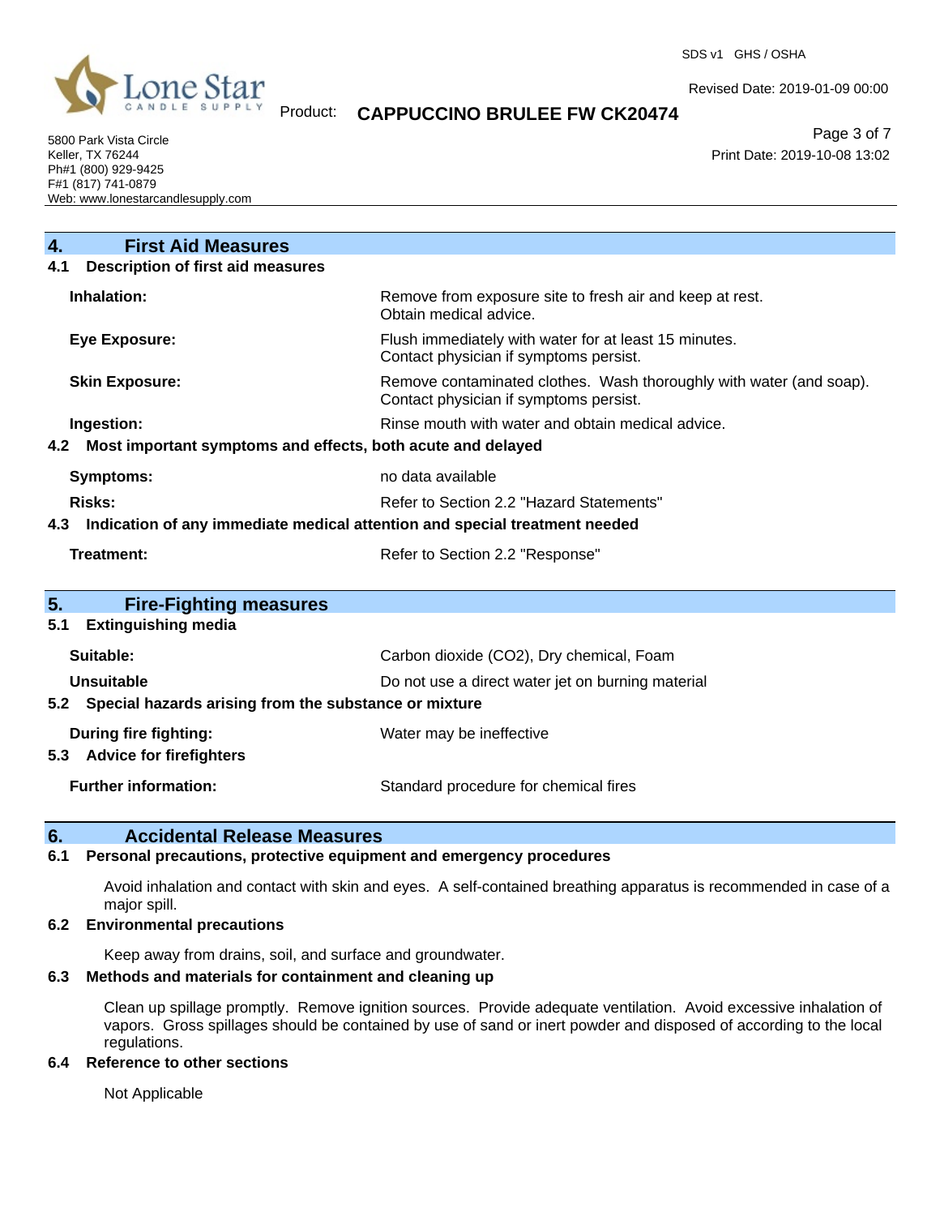## 4. First Aid Measures

### 4.1 Description of first aid measures

| | |
|---|---|
| **Inhalation:** | Remove from exposure site to fresh air and keep at rest. Obtain medical advice. |
| **Eye Exposure:** | Flush immediately with water for at least 15 minutes. Contact physician if symptoms persist. |
| **Skin Exposure:** | Remove contaminated clothes. Wash thoroughly with water (and soap). Contact physician if symptoms persist. |
| **Ingestion:** | Rinse mouth with water and obtain medical advice. |

### 4.2 Most important symptoms and effects, both acute and delayed

| | |
|---|---|
| **Symptoms:** | no data available |
| **Risks:** | Refer to Section 2.2 "Hazard Statements" |

### 4.3 Indication of any immediate medical attention and special treatment needed

| | |
|---|---|
| **Treatment:** | Refer to Section 2.2 "Response" |

## 5. Fire-Fighting measures

### 5.1 Extinguishing media

| | |
|---|---|
| **Suitable:** | Carbon dioxide ($CO_2$), Dry chemical, Foam |
| **Unsuitable** | Do not use a direct water jet on burning material |

### 5.2 Special hazards arising from the substance or mixture

| | |
|---|---|
| **During fire fighting:** | Water may be ineffective |

### 5.3 Advice for firefighters

| | |
|---|---|
| **Further information:** | Standard procedure for chemical fires |

## 6. Accidental Release Measures

### 6.1 Personal precautions, protective equipment and emergency procedures

Avoid inhalation and contact with skin and eyes. A self-contained breathing apparatus is recommended in case of a major spill.

### 6.2 Environmental precautions

Keep away from drains, soil, and surface and groundwater.

### 6.3 Methods and materials for containment and cleaning up

Clean up spillage promptly. Remove ignition sources. Provide adequate ventilation. Avoid excessive inhalation of vapors. Gross spillages should be contained by use of sand or inert powder and disposed of according to the local regulations.

### 6.4 Reference to other sections

Not Applicable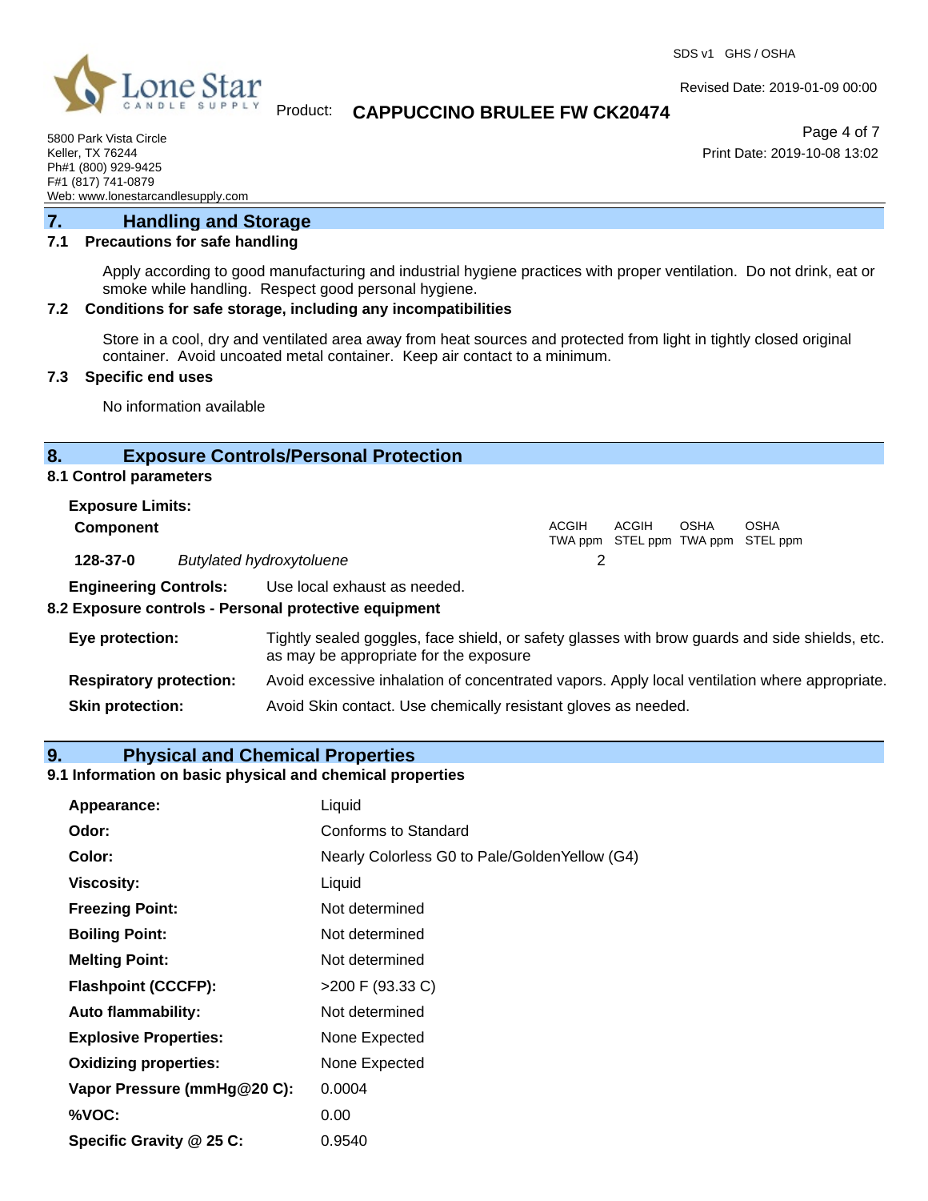## 7. Handling and Storage

### 7.1 Precautions for safe handling

Apply according to good manufacturing and industrial hygiene practices with proper ventilation. Do not drink, eat or smoke while handling. Respect good personal hygiene.

### 7.2 Conditions for safe storage, including any incompatibilities

Store in a cool, dry and ventilated area away from heat sources and protected from light in tightly closed original container. Avoid uncoated metal container. Keep air contact to a minimum.

### 7.3 Specific end uses

No information available

## 8. Exposure Controls/Personal Protection

### 8.1 Control parameters

**Exposure Limits:**

| Component | | ACGIH TWA ppm | ACGIH STEL ppm | OSHA TWA ppm | OSHA STEL ppm |
|---|---|---|---|---|---|
| 128-37-0 | *Butylated hydroxytoluene* | 2 | | | |

**Engineering Controls:** Use local exhaust as needed.

### 8.2 Exposure controls - Personal protective equipment

**Eye protection:** Tightly sealed goggles, face shield, or safety glasses with brow guards and side shields, etc. as may be appropriate for the exposure

**Respiratory protection:** Avoid excessive inhalation of concentrated vapors. Apply local ventilation where appropriate.

**Skin protection:** Avoid Skin contact. Use chemically resistant gloves as needed.

## 9. Physical and Chemical Properties

### 9.1 Information on basic physical and chemical properties

| | |
|---|---|
| **Appearance:** | Liquid |
| **Odor:** | Conforms to Standard |
| **Color:** | Nearly Colorless G0 to Pale/GoldenYellow (G4) |
| **Viscosity:** | Liquid |
| **Freezing Point:** | Not determined |
| **Boiling Point:** | Not determined |
| **Melting Point:** | Not determined |
| **Flashpoint (CCCFP):** | >200 F (93.33 C) |
| **Auto flammability:** | Not determined |
| **Explosive Properties:** | None Expected |
| **Oxidizing properties:** | None Expected |
| **Vapor Pressure (mmHg@20 C):** | 0.0004 |
| **%VOC:** | 0.00 |
| **Specific Gravity @ 25 C:** | 0.9540 |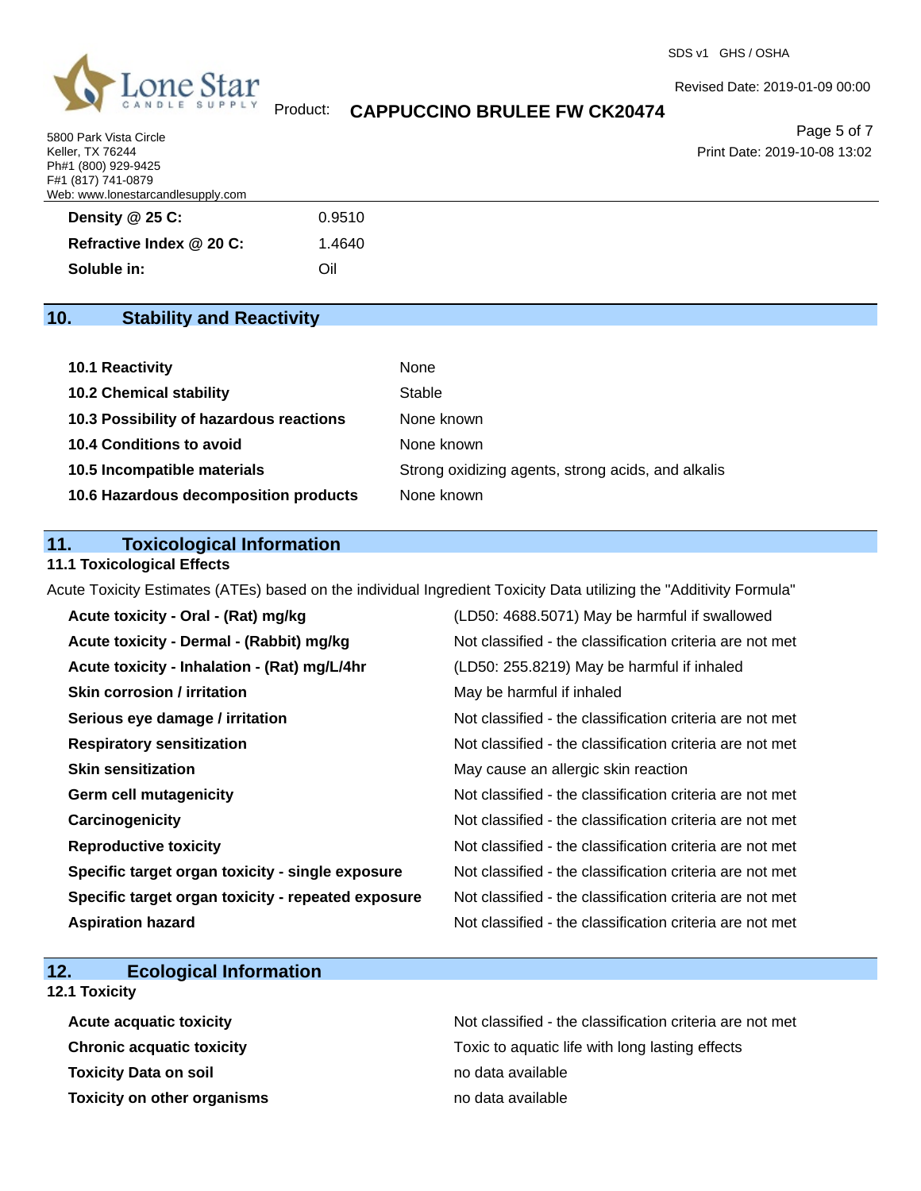| | |
|---|---|
| **Density @ 25 C:** | 0.9510 |
| **Refractive Index @ 20 C:** | 1.4640 |
| **Soluble in:** | Oil |

## 10. Stability and Reactivity

| | |
|---|---|
| **10.1 Reactivity** | None |
| **10.2 Chemical stability** | Stable |
| **10.3 Possibility of hazardous reactions** | None known |
| **10.4 Conditions to avoid** | None known |
| **10.5 Incompatible materials** | Strong oxidizing agents, strong acids, and alkalis |
| **10.6 Hazardous decomposition products** | None known |

## 11. Toxicological Information

### 11.1 Toxicological Effects

Acute Toxicity Estimates (ATEs) based on the individual Ingredient Toxicity Data utilizing the "Additivity Formula"

| | |
|---|---|
| **Acute toxicity - Oral - (Rat) mg/kg** | (LD50: 4688.5071) May be harmful if swallowed |
| **Acute toxicity - Dermal - (Rabbit) mg/kg** | Not classified - the classification criteria are not met |
| **Acute toxicity - Inhalation - (Rat) mg/L/4hr** | (LD50: 255.8219) May be harmful if inhaled |
| **Skin corrosion / irritation** | May be harmful if inhaled |
| **Serious eye damage / irritation** | Not classified - the classification criteria are not met |
| **Respiratory sensitization** | Not classified - the classification criteria are not met |
| **Skin sensitization** | May cause an allergic skin reaction |
| **Germ cell mutagenicity** | Not classified - the classification criteria are not met |
| **Carcinogenicity** | Not classified - the classification criteria are not met |
| **Reproductive toxicity** | Not classified - the classification criteria are not met |
| **Specific target organ toxicity - single exposure** | Not classified - the classification criteria are not met |
| **Specific target organ toxicity - repeated exposure** | Not classified - the classification criteria are not met |
| **Aspiration hazard** | Not classified - the classification criteria are not met |

## 12. Ecological Information

### 12.1 Toxicity

| | |
|---|---|
| **Acute acquatic toxicity** | Not classified - the classification criteria are not met |
| **Chronic acquatic toxicity** | Toxic to aquatic life with long lasting effects |
| **Toxicity Data on soil** | no data available |
| **Toxicity on other organisms** | no data available |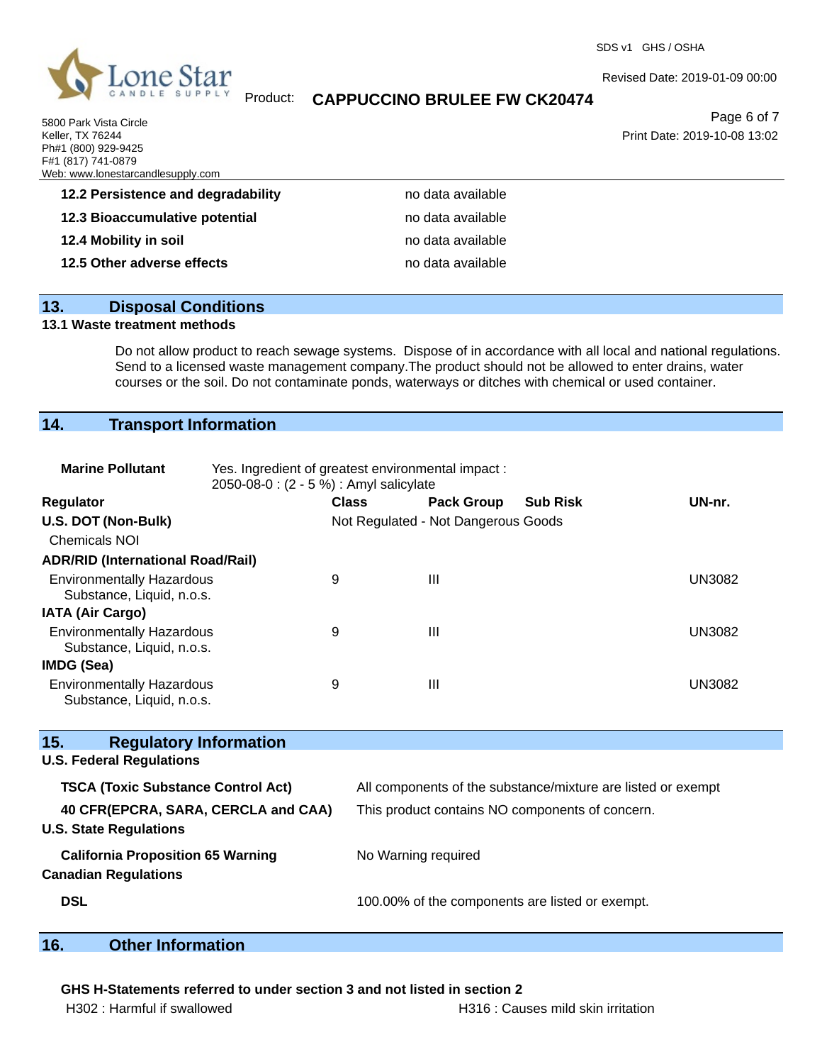| | |
|---|---|
| **12.2 Persistence and degradability** | no data available |
| **12.3 Bioaccumulative potential** | no data available |
| **12.4 Mobility in soil** | no data available |
| **12.5 Other adverse effects** | no data available |

## 13. Disposal Conditions

### 13.1 Waste treatment methods

Do not allow product to reach sewage systems. Dispose of in accordance with all local and national regulations. Send to a licensed waste management company.The product should not be allowed to enter drains, water courses or the soil. Do not contaminate ponds, waterways or ditches with chemical or used container.

## 14. Transport Information

**Marine Pollutant** Yes. Ingredient of greatest environmental impact : 2050-08-0 : (2 - 5 %) : Amyl salicylate

| Regulator | Class | Pack Group | Sub Risk | UN-nr. |
|---|---|---|---|---|
| **U.S. DOT (Non-Bulk)** | Not Regulated - Not Dangerous Goods | | | |
| Chemicals NOI | | | | |
| **ADR/RID (International Road/Rail)** | | | | |
| Environmentally Hazardous Substance, Liquid, n.o.s. | 9 | III | | UN3082 |
| **IATA (Air Cargo)** | | | | |
| Environmentally Hazardous Substance, Liquid, n.o.s. | 9 | III | | UN3082 |
| **IMDG (Sea)** | | | | |
| Environmentally Hazardous Substance, Liquid, n.o.s. | 9 | III | | UN3082 |

## 15. Regulatory Information

**U.S. Federal Regulations**

| | |
|---|---|
| **TSCA (Toxic Substance Control Act)** | All components of the substance/mixture are listed or exempt |
| **40 CFR(EPCRA, SARA, CERCLA and CAA)** | This product contains NO components of concern. |

**U.S. State Regulations**

| | |
|---|---|
| **California Proposition 65 Warning** | No Warning required |

**Canadian Regulations**

| | |
|---|---|
| **DSL** | 100.00% of the components are listed or exempt. |

## 16. Other Information

**GHS H-Statements referred to under section 3 and not listed in section 2**

H302 : Harmful if swallowed

H316 : Causes mild skin irritation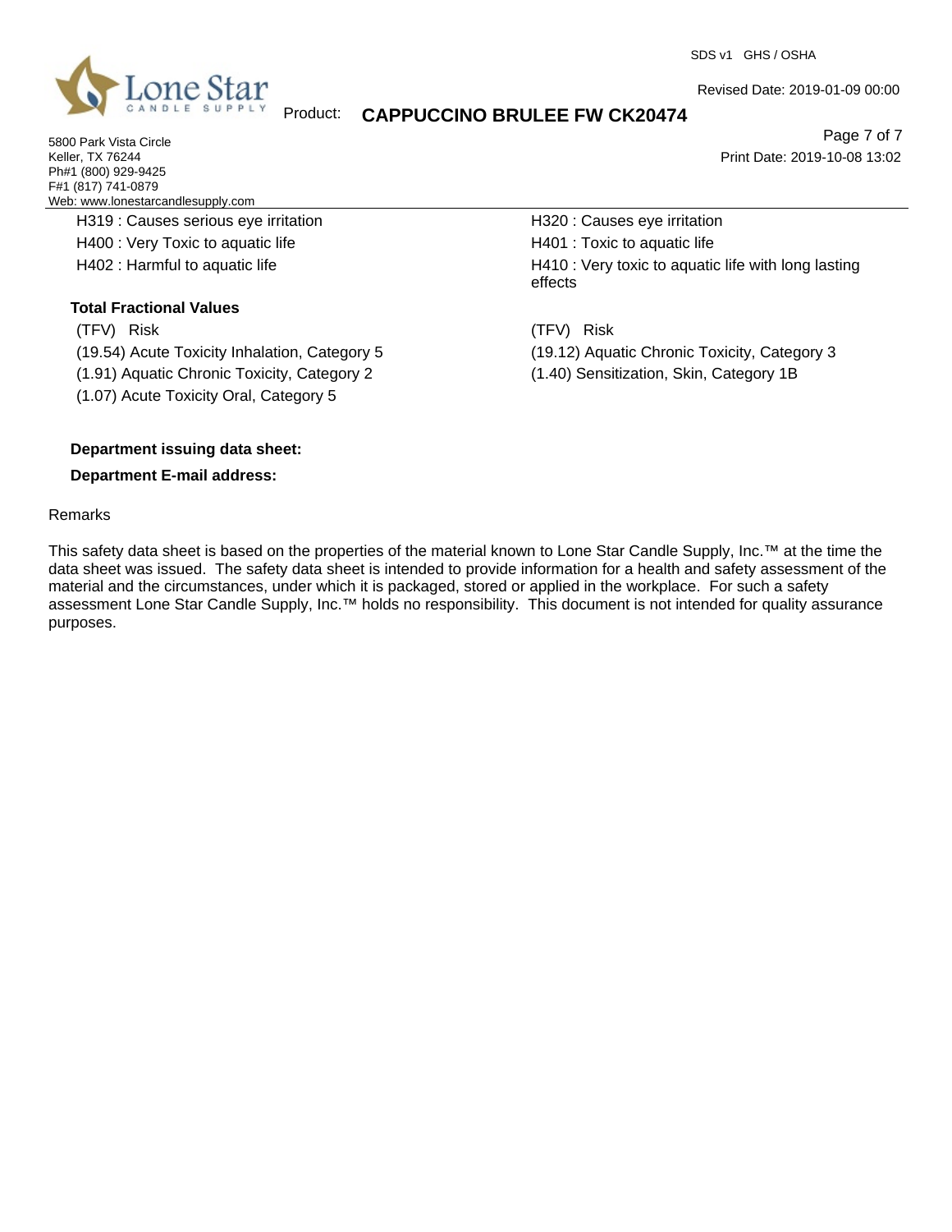H319 : Causes serious eye irritation

H320 : Causes eye irritation

H400 : Very Toxic to aquatic life

H401 : Toxic to aquatic life

H402 : Harmful to aquatic life

H410 : Very toxic to aquatic life with long lasting effects

**Total Fractional Values**

(TFV) Risk

(19.54) Acute Toxicity Inhalation, Category 5

(1.91) Aquatic Chronic Toxicity, Category 2

(1.07) Acute Toxicity Oral, Category 5

(TFV) Risk

(19.12) Aquatic Chronic Toxicity, Category 3

(1.40) Sensitization, Skin, Category 1B

**Department issuing data sheet:**

**Department E-mail address:**

Remarks

This safety data sheet is based on the properties of the material known to Lone Star Candle Supply, Inc.™ at the time the data sheet was issued. The safety data sheet is intended to provide information for a health and safety assessment of the material and the circumstances, under which it is packaged, stored or applied in the workplace. For such a safety assessment Lone Star Candle Supply, Inc.™ holds no responsibility. This document is not intended for quality assurance purposes.